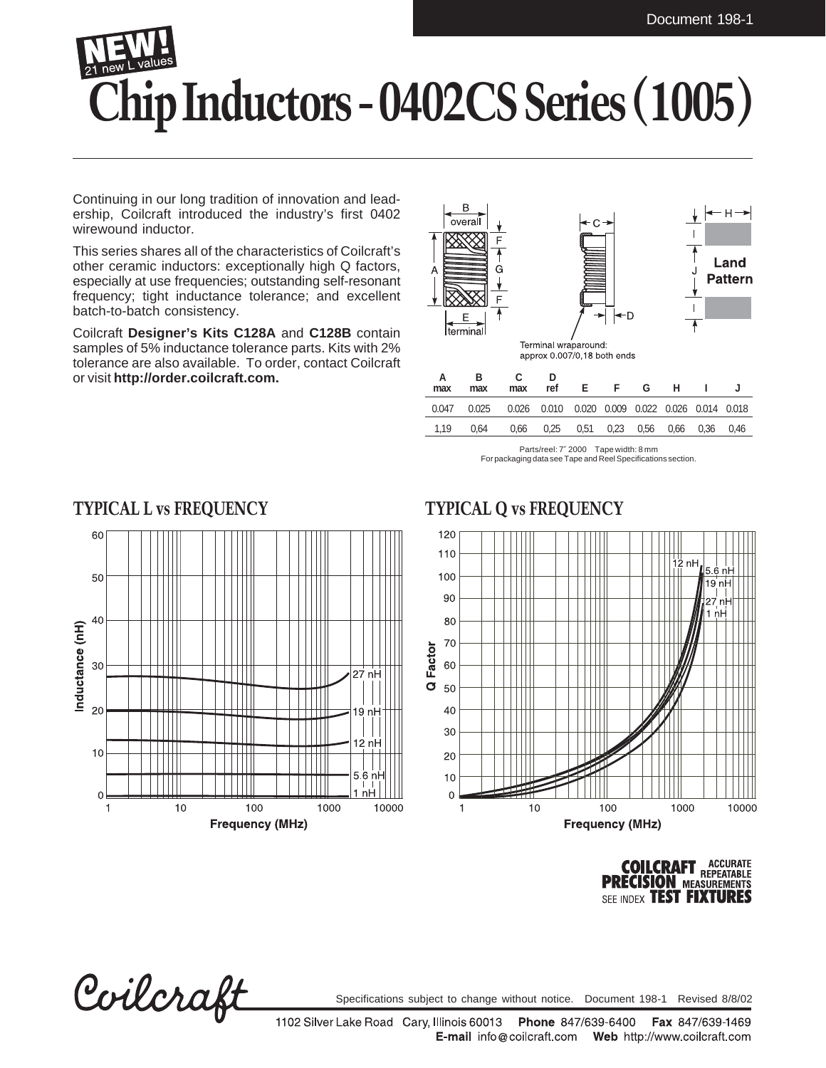NEW! 21 new L values

# Chip Inductors - 0402CS Series (1005)

Continuing in our long tradition of innovation and leadership, Coilcraft introduced the industry's first 0402 wirewound inductor.

This series shares all of the characteristics of Coilcraft's other ceramic inductors: exceptionally high Q factors, especially at use frequencies; outstanding self-resonant frequency; tight inductance tolerance; and excellent batch-to-batch consistency.

Coilcraft **Designer's Kits C128A** and **C128B** contain samples of 5% inductance tolerance parts. Kits with 2% tolerance are also available. To order, contact Coilcraft or visit **http://order.coilcraft.com.**

Terminal wraparound: approx 0.007/0,18 both ends

| A max | B max | C max | D ref | E | F | G | H | I | J |
|---|---|---|---|---|---|---|---|---|---|
| 0.047 | 0.025 | 0.026 | 0.010 | 0.020 | 0.009 | 0.022 | 0.026 | 0.014 | 0.018 |
| 1,19 | 0,64 | 0,66 | 0,25 | 0,51 | 0,23 | 0,56 | 0,66 | 0,36 | 0,46 |

Parts/reel: 7″ 2000 Tape width: 8 mm
For packaging data see Tape and Reel Specifications section.

## TYPICAL L vs FREQUENCY

## TYPICAL Q vs FREQUENCY

COILCRAFT PRECISION TEST FIXTURES — ACCURATE REPEATABLE MEASUREMENTS — SEE INDEX

Specifications subject to change without notice. Document 198-1 Revised 8/8/02

1102 Silver Lake Road Cary, Illinois 60013 **Phone** 847/639-6400 **Fax** 847/639-1469
**E-mail** info@coilcraft.com **Web** http://www.coilcraft.com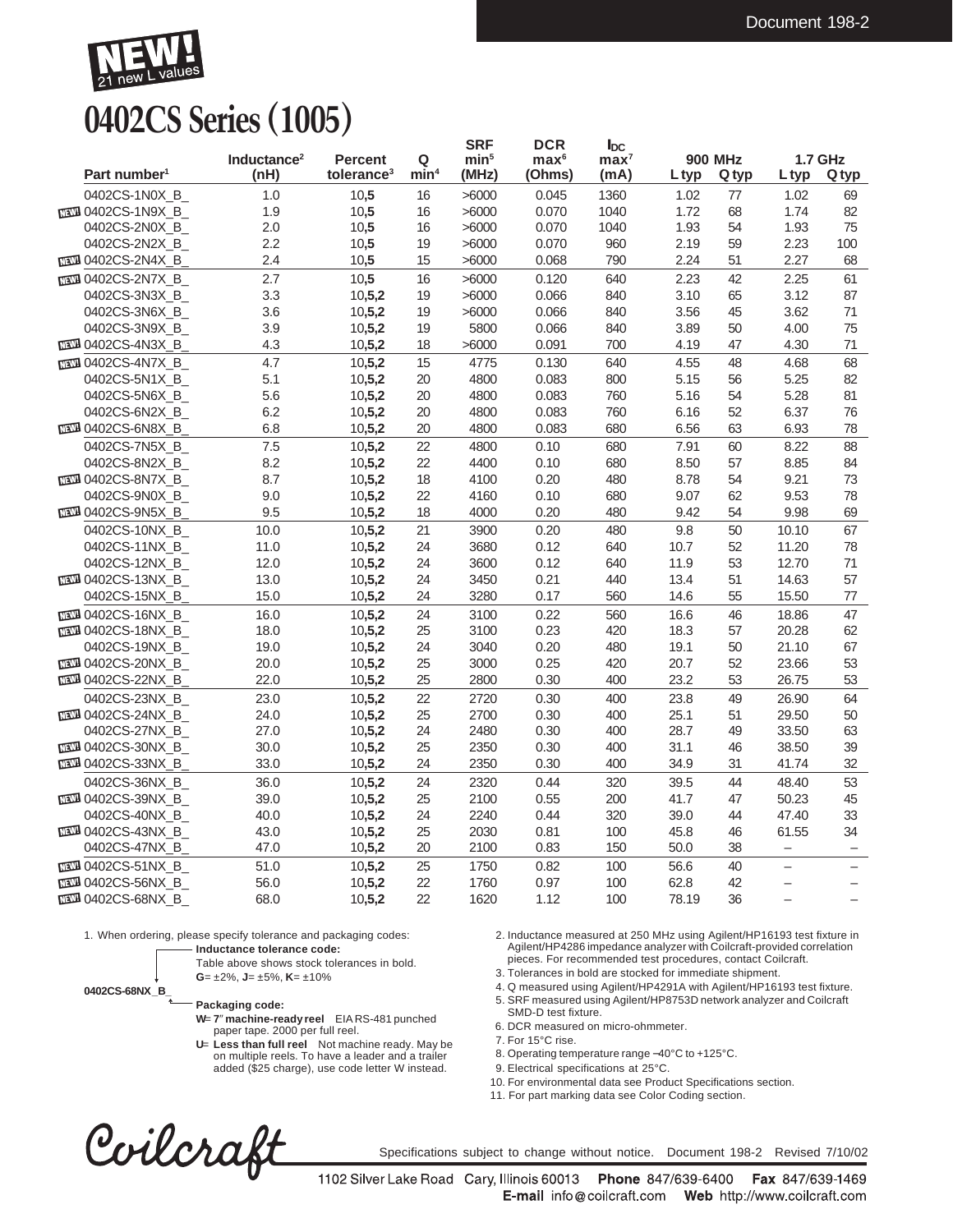Document 198-2

**NEW!** 21 new L values

# 0402CS Series (1005)

| Part number[1] | Inductance[2] (nH) | Percent tolerance[3] | Q min[4] | SRF min[5] (MHz) | DCR max[6] (Ohms) | $I_{DC}$ max[7] (mA) | 900 MHz L typ | 900 MHz Q typ | 1.7 GHz L typ | 1.7 GHz Q typ |
|---|---|---|---|---|---|---|---|---|---|---|
| 0402CS-1N0X_B_ | 1.0 | 10,**5** | 16 | >6000 | 0.045 | 1360 | 1.02 | 77 | 1.02 | 69 |
| NEW! 0402CS-1N9X_B_ | 1.9 | 10,**5** | 16 | >6000 | 0.070 | 1040 | 1.72 | 68 | 1.74 | 82 |
| 0402CS-2N0X_B_ | 2.0 | 10,**5** | 16 | >6000 | 0.070 | 1040 | 1.93 | 54 | 1.93 | 75 |
| 0402CS-2N2X_B_ | 2.2 | 10,**5** | 19 | >6000 | 0.070 | 960 | 2.19 | 59 | 2.23 | 100 |
| NEW! 0402CS-2N4X_B_ | 2.4 | 10,**5** | 15 | >6000 | 0.068 | 790 | 2.24 | 51 | 2.27 | 68 |
| NEW! 0402CS-2N7X_B_ | 2.7 | 10,**5** | 16 | >6000 | 0.120 | 640 | 2.23 | 42 | 2.25 | 61 |
| 0402CS-3N3X_B_ | 3.3 | 10,**5,2** | 19 | >6000 | 0.066 | 840 | 3.10 | 65 | 3.12 | 87 |
| 0402CS-3N6X_B_ | 3.6 | 10,**5,2** | 19 | >6000 | 0.066 | 840 | 3.56 | 45 | 3.62 | 71 |
| 0402CS-3N9X_B_ | 3.9 | 10,**5,2** | 19 | 5800 | 0.066 | 840 | 3.89 | 50 | 4.00 | 75 |
| NEW! 0402CS-4N3X_B_ | 4.3 | 10,**5,2** | 18 | >6000 | 0.091 | 700 | 4.19 | 47 | 4.30 | 71 |
| NEW! 0402CS-4N7X_B_ | 4.7 | 10,**5,2** | 15 | 4775 | 0.130 | 640 | 4.55 | 48 | 4.68 | 68 |
| 0402CS-5N1X_B_ | 5.1 | 10,**5,2** | 20 | 4800 | 0.083 | 800 | 5.15 | 56 | 5.25 | 82 |
| 0402CS-5N6X_B_ | 5.6 | 10,**5,2** | 20 | 4800 | 0.083 | 760 | 5.16 | 54 | 5.28 | 81 |
| 0402CS-6N2X_B_ | 6.2 | 10,**5,2** | 20 | 4800 | 0.083 | 760 | 6.16 | 52 | 6.37 | 76 |
| NEW! 0402CS-6N8X_B_ | 6.8 | 10,**5,2** | 20 | 4800 | 0.083 | 680 | 6.56 | 63 | 6.93 | 78 |
| 0402CS-7N5X_B_ | 7.5 | 10,**5,2** | 22 | 4800 | 0.10 | 680 | 7.91 | 60 | 8.22 | 88 |
| 0402CS-8N2X_B_ | 8.2 | 10,**5,2** | 22 | 4400 | 0.10 | 680 | 8.50 | 57 | 8.85 | 84 |
| NEW! 0402CS-8N7X_B_ | 8.7 | 10,**5,2** | 18 | 4100 | 0.20 | 480 | 8.78 | 54 | 9.21 | 73 |
| 0402CS-9N0X_B_ | 9.0 | 10,**5,2** | 22 | 4160 | 0.10 | 680 | 9.07 | 62 | 9.53 | 78 |
| NEW! 0402CS-9N5X_B_ | 9.5 | 10,**5,2** | 18 | 4000 | 0.20 | 480 | 9.42 | 54 | 9.98 | 69 |
| 0402CS-10NX_B_ | 10.0 | 10,**5,2** | 21 | 3900 | 0.20 | 480 | 9.8 | 50 | 10.10 | 67 |
| 0402CS-11NX_B_ | 11.0 | 10,**5,2** | 24 | 3680 | 0.12 | 640 | 10.7 | 52 | 11.20 | 78 |
| 0402CS-12NX_B_ | 12.0 | 10,**5,2** | 24 | 3600 | 0.12 | 640 | 11.9 | 53 | 12.70 | 71 |
| NEW! 0402CS-13NX_B_ | 13.0 | 10,**5,2** | 24 | 3450 | 0.21 | 440 | 13.4 | 51 | 14.63 | 57 |
| 0402CS-15NX_B_ | 15.0 | 10,**5,2** | 24 | 3280 | 0.17 | 560 | 14.6 | 55 | 15.50 | 77 |
| NEW! 0402CS-16NX_B_ | 16.0 | 10,**5,2** | 24 | 3100 | 0.22 | 560 | 16.6 | 46 | 18.86 | 47 |
| NEW! 0402CS-18NX_B_ | 18.0 | 10,**5,2** | 25 | 3100 | 0.23 | 420 | 18.3 | 57 | 20.28 | 62 |
| 0402CS-19NX_B_ | 19.0 | 10,**5,2** | 24 | 3040 | 0.20 | 480 | 19.1 | 50 | 21.10 | 67 |
| NEW! 0402CS-20NX_B_ | 20.0 | 10,**5,2** | 25 | 3000 | 0.25 | 420 | 20.7 | 52 | 23.66 | 53 |
| NEW! 0402CS-22NX_B_ | 22.0 | 10,**5,2** | 25 | 2800 | 0.30 | 400 | 23.2 | 53 | 26.75 | 53 |
| 0402CS-23NX_B_ | 23.0 | 10,**5,2** | 22 | 2720 | 0.30 | 400 | 23.8 | 49 | 26.90 | 64 |
| NEW! 0402CS-24NX_B_ | 24.0 | 10,**5,2** | 25 | 2700 | 0.30 | 400 | 25.1 | 51 | 29.50 | 50 |
| 0402CS-27NX_B_ | 27.0 | 10,**5,2** | 24 | 2480 | 0.30 | 400 | 28.7 | 49 | 33.50 | 63 |
| NEW! 0402CS-30NX_B_ | 30.0 | 10,**5,2** | 25 | 2350 | 0.30 | 400 | 31.1 | 46 | 38.50 | 39 |
| NEW! 0402CS-33NX_B_ | 33.0 | 10,**5,2** | 24 | 2350 | 0.30 | 400 | 34.9 | 31 | 41.74 | 32 |
| 0402CS-36NX_B_ | 36.0 | 10,**5,2** | 24 | 2320 | 0.44 | 320 | 39.5 | 44 | 48.40 | 53 |
| NEW! 0402CS-39NX_B_ | 39.0 | 10,**5,2** | 25 | 2100 | 0.55 | 200 | 41.7 | 47 | 50.23 | 45 |
| 0402CS-40NX_B_ | 40.0 | 10,**5,2** | 24 | 2240 | 0.44 | 320 | 39.0 | 44 | 47.40 | 33 |
| NEW! 0402CS-43NX_B_ | 43.0 | 10,**5,2** | 25 | 2030 | 0.81 | 100 | 45.8 | 46 | 61.55 | 34 |
| 0402CS-47NX_B_ | 47.0 | 10,**5,2** | 20 | 2100 | 0.83 | 150 | 50.0 | 38 | – | – |
| NEW! 0402CS-51NX_B_ | 51.0 | 10,**5,2** | 25 | 1750 | 0.82 | 100 | 56.6 | 40 | – | – |
| NEW! 0402CS-56NX_B_ | 56.0 | 10,**5,2** | 22 | 1760 | 0.97 | 100 | 62.8 | 42 | – | – |
| NEW! 0402CS-68NX_B_ | 68.0 | 10,**5,2** | 22 | 1620 | 1.12 | 100 | 78.19 | 36 | – | – |

1. When ordering, please specify tolerance and packaging codes:

   **0402CS-68NX_B_**

   **Inductance tolerance code:**
   Table above shows stock tolerances in bold.
   **G**= ±2%, **J**= ±5%, **K**= ±10%

   **Packaging code:**
   **W**= **7″ machine-ready reel** EIA RS-481 punched paper tape. 2000 per full reel.
   **U**= **Less than full reel** Not machine ready. May be on multiple reels. To have a leader and a trailer added ($25 charge), use code letter W instead.

2. Inductance measured at 250 MHz using Agilent/HP16193 test fixture in Agilent/HP4286 impedance analyzer with Coilcraft-provided correlation pieces. For recommended test procedures, contact Coilcraft.
3. Tolerances in bold are stocked for immediate shipment.
4. Q measured using Agilent/HP4291A with Agilent/HP16193 test fixture.
5. SRF measured using Agilent/HP8753D network analyzer and Coilcraft SMD-D test fixture.
6. DCR measured on micro-ohmmeter.
7. For 15°C rise.
8. Operating temperature range –40°C to +125°C.
9. Electrical specifications at 25°C.
10. For environmental data see Product Specifications section.
11. For part marking data see Color Coding section.

Coilcraft

Specifications subject to change without notice. Document 198-2 Revised 7/10/02

1102 Silver Lake Road Cary, Illinois 60013 **Phone** 847/639-6400 **Fax** 847/639-1469
**E-mail** info@coilcraft.com **Web** http://www.coilcraft.com